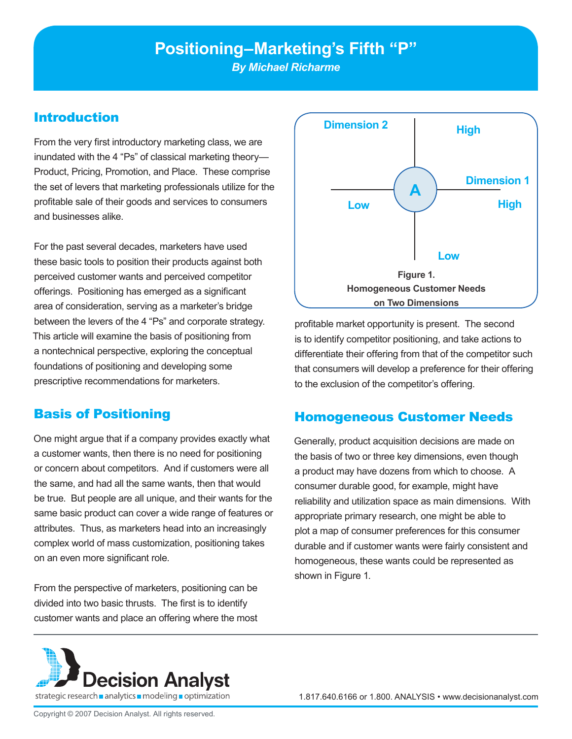# Positioning–Marketing's Fifth "P"

*By Michael Richarme*

## Introduction

From the very first introductory marketing class, we are inundated with the 4 "Ps" of classical marketing theory—Product, Pricing, Promotion, and Place. These comprise the set of levers that marketing professionals utilize for the profitable sale of their goods and services to consumers and businesses alike.

For the past several decades, marketers have used these basic tools to position their products against both perceived customer wants and perceived competitor offerings. Positioning has emerged as a significant area of consideration, serving as a marketer's bridge between the levers of the 4 "Ps" and corporate strategy. This article will examine the basis of positioning from a nontechnical perspective, exploring the conceptual foundations of positioning and developing some prescriptive recommendations for marketers.

## Basis of Positioning

One might argue that if a company provides exactly what a customer wants, then there is no need for positioning or concern about competitors. And if customers were all the same, and had all the same wants, then that would be true. But people are all unique, and their wants for the same basic product can cover a wide range of features or attributes. Thus, as marketers head into an increasingly complex world of mass customization, positioning takes on an even more significant role.

From the perspective of marketers, positioning can be divided into two basic thrusts. The first is to identify customer wants and place an offering where the most profitable market opportunity is present. The second is to identify competitor positioning, and take actions to differentiate their offering from that of the competitor such that consumers will develop a preference for their offering to the exclusion of the competitor's offering.

Dimension 2 — High / Low; Dimension 1 — Low / High; A

**Figure 1.
Homogeneous Customer Needs on Two Dimensions**

## Homogeneous Customer Needs

Generally, product acquisition decisions are made on the basis of two or three key dimensions, even though a product may have dozens from which to choose. A consumer durable good, for example, might have reliability and utilization space as main dimensions. With appropriate primary research, one might be able to plot a map of consumer preferences for this consumer durable and if customer wants were fairly consistent and homogeneous, these wants could be represented as shown in Figure 1.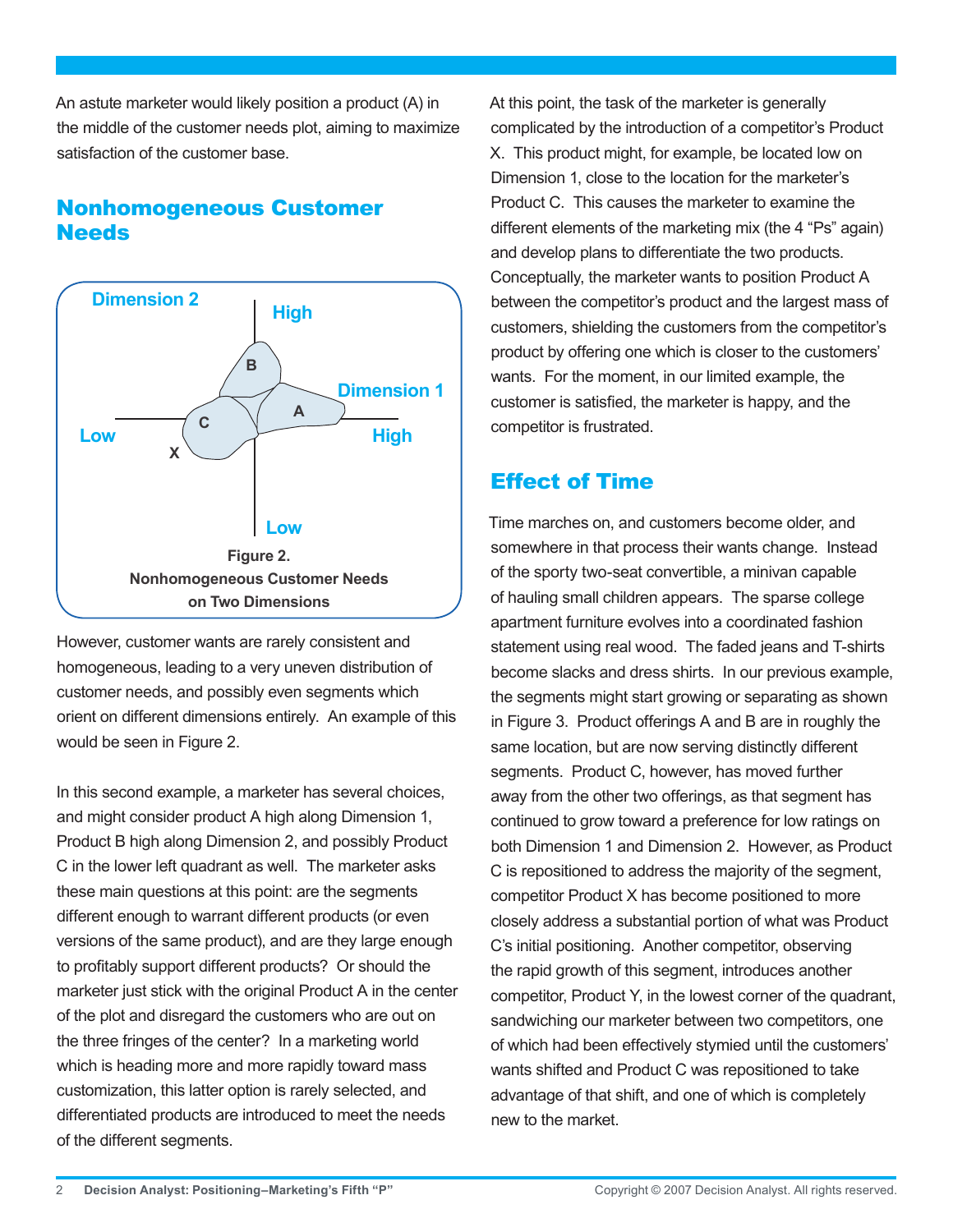An astute marketer would likely position a product (A) in the middle of the customer needs plot, aiming to maximize satisfaction of the customer base.

## Nonhomogeneous Customer Needs

**Figure 2. Nonhomogeneous Customer Needs on Two Dimensions**

However, customer wants are rarely consistent and homogeneous, leading to a very uneven distribution of customer needs, and possibly even segments which orient on different dimensions entirely. An example of this would be seen in Figure 2.

In this second example, a marketer has several choices, and might consider product A high along Dimension 1, Product B high along Dimension 2, and possibly Product C in the lower left quadrant as well. The marketer asks these main questions at this point: are the segments different enough to warrant different products (or even versions of the same product), and are they large enough to profitably support different products? Or should the marketer just stick with the original Product A in the center of the plot and disregard the customers who are out on the three fringes of the center? In a marketing world which is heading more and more rapidly toward mass customization, this latter option is rarely selected, and differentiated products are introduced to meet the needs of the different segments.

At this point, the task of the marketer is generally complicated by the introduction of a competitor's Product X. This product might, for example, be located low on Dimension 1, close to the location for the marketer's Product C. This causes the marketer to examine the different elements of the marketing mix (the 4 "Ps" again) and develop plans to differentiate the two products. Conceptually, the marketer wants to position Product A between the competitor's product and the largest mass of customers, shielding the customers from the competitor's product by offering one which is closer to the customers' wants. For the moment, in our limited example, the customer is satisfied, the marketer is happy, and the competitor is frustrated.

## Effect of Time

Time marches on, and customers become older, and somewhere in that process their wants change. Instead of the sporty two-seat convertible, a minivan capable of hauling small children appears. The sparse college apartment furniture evolves into a coordinated fashion statement using real wood. The faded jeans and T-shirts become slacks and dress shirts. In our previous example, the segments might start growing or separating as shown in Figure 3. Product offerings A and B are in roughly the same location, but are now serving distinctly different segments. Product C, however, has moved further away from the other two offerings, as that segment has continued to grow toward a preference for low ratings on both Dimension 1 and Dimension 2. However, as Product C is repositioned to address the majority of the segment, competitor Product X has become positioned to more closely address a substantial portion of what was Product C's initial positioning. Another competitor, observing the rapid growth of this segment, introduces another competitor, Product Y, in the lowest corner of the quadrant, sandwiching our marketer between two competitors, one of which had been effectively stymied until the customers' wants shifted and Product C was repositioned to take advantage of that shift, and one of which is completely new to the market.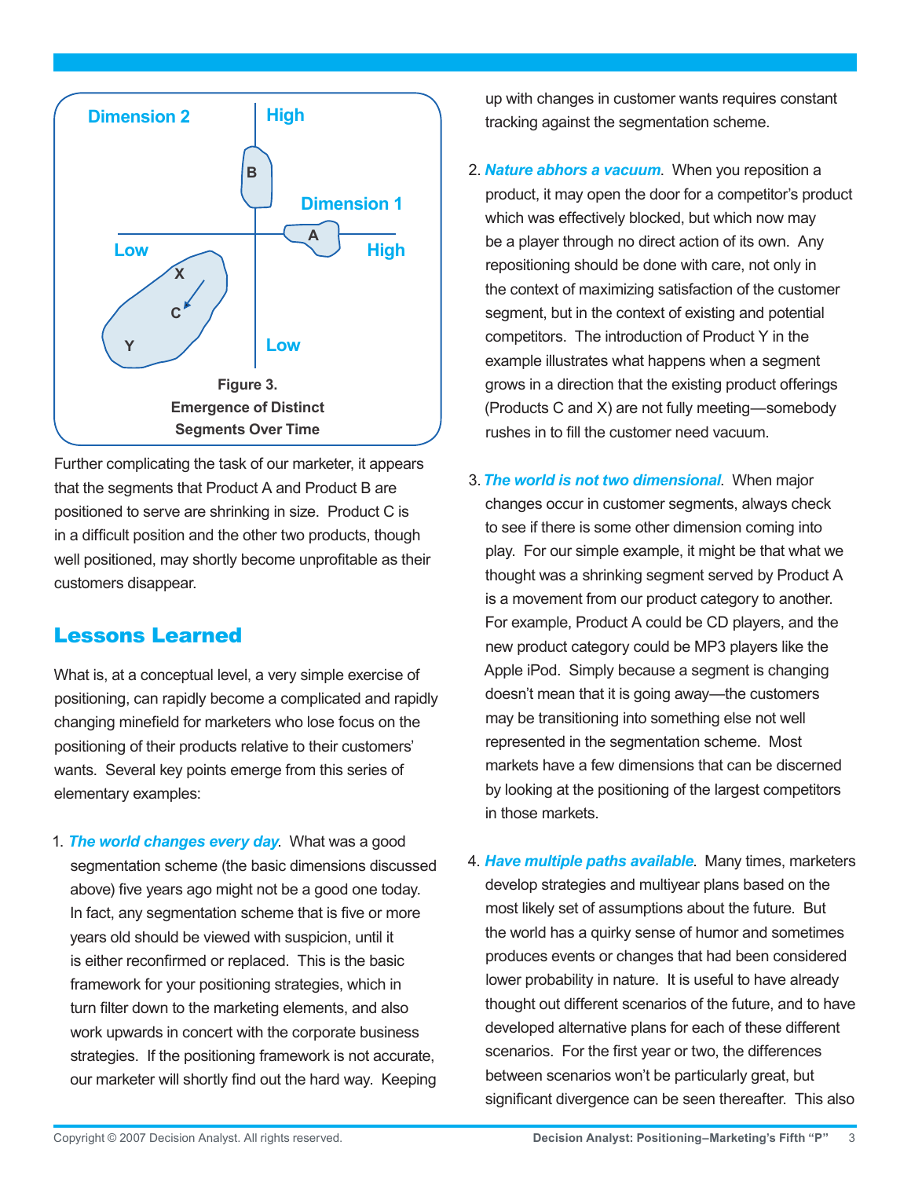Figure 3.
Emergence of Distinct Segments Over Time

Further complicating the task of our marketer, it appears that the segments that Product A and Product B are positioned to serve are shrinking in size. Product C is in a difficult position and the other two products, though well positioned, may shortly become unprofitable as their customers disappear.

## Lessons Learned

What is, at a conceptual level, a very simple exercise of positioning, can rapidly become a complicated and rapidly changing minefield for marketers who lose focus on the positioning of their products relative to their customers' wants. Several key points emerge from this series of elementary examples:

1. ***The world changes every day***. What was a good segmentation scheme (the basic dimensions discussed above) five years ago might not be a good one today. In fact, any segmentation scheme that is five or more years old should be viewed with suspicion, until it is either reconfirmed or replaced. This is the basic framework for your positioning strategies, which in turn filter down to the marketing elements, and also work upwards in concert with the corporate business strategies. If the positioning framework is not accurate, our marketer will shortly find out the hard way. Keeping up with changes in customer wants requires constant tracking against the segmentation scheme.

2. ***Nature abhors a vacuum***. When you reposition a product, it may open the door for a competitor's product which was effectively blocked, but which now may be a player through no direct action of its own. Any repositioning should be done with care, not only in the context of maximizing satisfaction of the customer segment, but in the context of existing and potential competitors. The introduction of Product Y in the example illustrates what happens when a segment grows in a direction that the existing product offerings (Products C and X) are not fully meeting—somebody rushes in to fill the customer need vacuum.

3. ***The world is not two dimensional***. When major changes occur in customer segments, always check to see if there is some other dimension coming into play. For our simple example, it might be that what we thought was a shrinking segment served by Product A is a movement from our product category to another. For example, Product A could be CD players, and the new product category could be MP3 players like the Apple iPod. Simply because a segment is changing doesn't mean that it is going away—the customers may be transitioning into something else not well represented in the segmentation scheme. Most markets have a few dimensions that can be discerned by looking at the positioning of the largest competitors in those markets.

4. ***Have multiple paths available***. Many times, marketers develop strategies and multiyear plans based on the most likely set of assumptions about the future. But the world has a quirky sense of humor and sometimes produces events or changes that had been considered lower probability in nature. It is useful to have already thought out different scenarios of the future, and to have developed alternative plans for each of these different scenarios. For the first year or two, the differences between scenarios won't be particularly great, but significant divergence can be seen thereafter. This also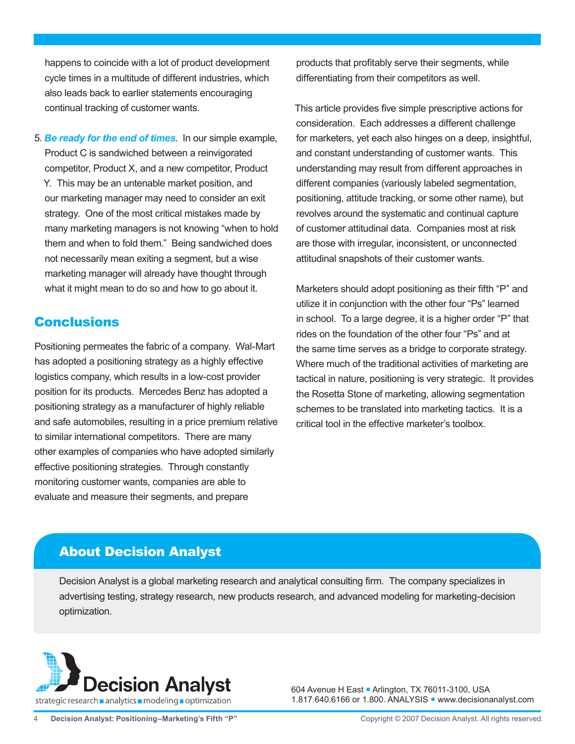happens to coincide with a lot of product development cycle times in a multitude of different industries, which also leads back to earlier statements encouraging continual tracking of customer wants.

5. ***Be ready for the end of times***. In our simple example, Product C is sandwiched between a reinvigorated competitor, Product X, and a new competitor, Product Y. This may be an untenable market position, and our marketing manager may need to consider an exit strategy. One of the most critical mistakes made by many marketing managers is not knowing "when to hold them and when to fold them." Being sandwiched does not necessarily mean exiting a segment, but a wise marketing manager will already have thought through what it might mean to do so and how to go about it.

## Conclusions

Positioning permeates the fabric of a company. Wal-Mart has adopted a positioning strategy as a highly effective logistics company, which results in a low-cost provider position for its products. Mercedes Benz has adopted a positioning strategy as a manufacturer of highly reliable and safe automobiles, resulting in a price premium relative to similar international competitors. There are many other examples of companies who have adopted similarly effective positioning strategies. Through constantly monitoring customer wants, companies are able to evaluate and measure their segments, and prepare products that profitably serve their segments, while differentiating from their competitors as well.

This article provides five simple prescriptive actions for consideration. Each addresses a different challenge for marketers, yet each also hinges on a deep, insightful, and constant understanding of customer wants. This understanding may result from different approaches in different companies (variously labeled segmentation, positioning, attitude tracking, or some other name), but revolves around the systematic and continual capture of customer attitudinal data. Companies most at risk are those with irregular, inconsistent, or unconnected attitudinal snapshots of their customer wants.

Marketers should adopt positioning as their fifth "P" and utilize it in conjunction with the other four "Ps" learned in school. To a large degree, it is a higher order "P" that rides on the foundation of the other four "Ps" and at the same time serves as a bridge to corporate strategy. Where much of the traditional activities of marketing are tactical in nature, positioning is very strategic. It provides the Rosetta Stone of marketing, allowing segmentation schemes to be translated into marketing tactics. It is a critical tool in the effective marketer's toolbox.

## About Decision Analyst

Decision Analyst is a global marketing research and analytical consulting firm. The company specializes in advertising testing, strategy research, new products research, and advanced modeling for marketing-decision optimization.

Decision Analyst
strategic research ▪ analytics ▪ modeling ▪ optimization

604 Avenue H East ▪ Arlington, TX 76011-3100, USA
1.817.640.6166 or 1.800. ANALYSIS ▪ www.decisionanalyst.com

Copyright © 2007 Decision Analyst. All rights reserved.